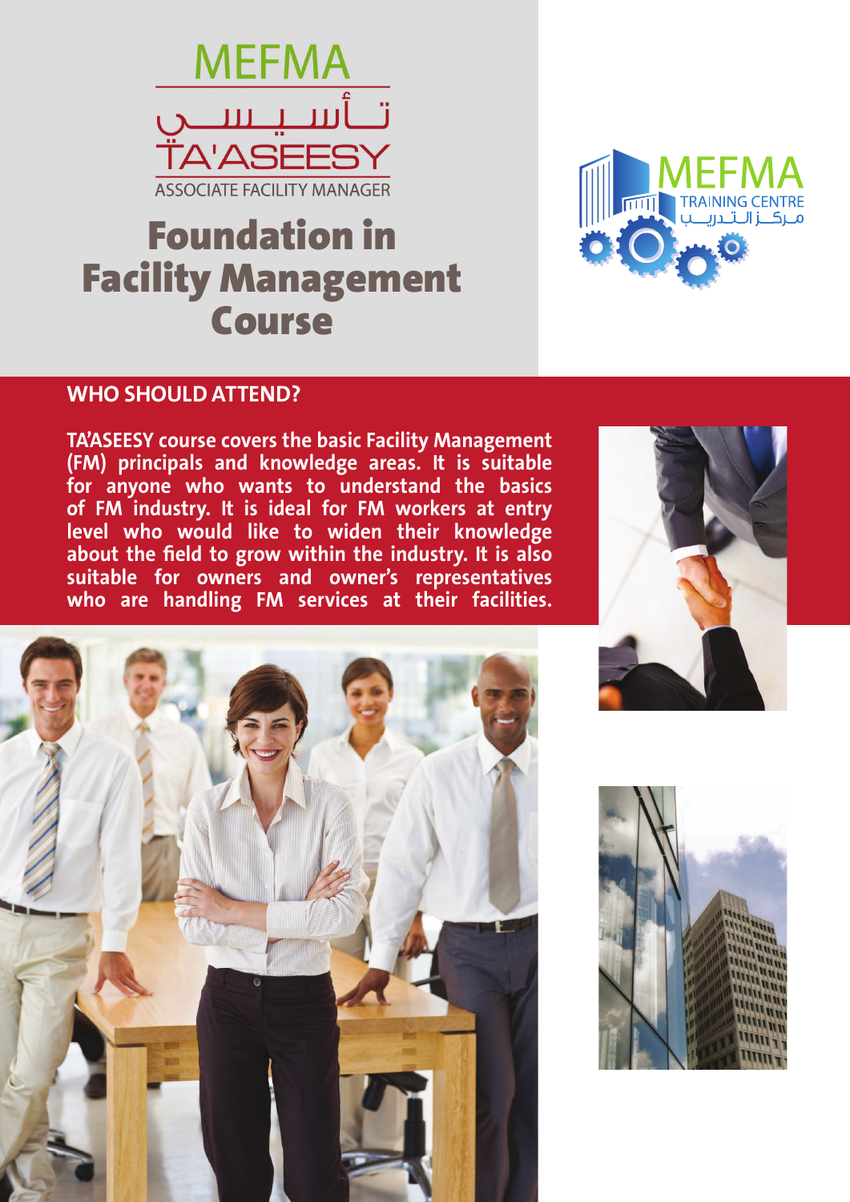MEFMA

تـأسـيـسـي

TA'ASEESY

ASSOCIATE FACILITY MANAGER

# Foundation in Facility Management Course

MEFMA

TRAINING CENTRE

مـركـز الـتـدريـب

## WHO SHOULD ATTEND?

**TA'ASEESY course covers the basic Facility Management (FM) principals and knowledge areas. It is suitable for anyone who wants to understand the basics of FM industry. It is ideal for FM workers at entry level who would like to widen their knowledge about the field to grow within the industry. It is also suitable for owners and owner's representatives who are handling FM services at their facilities.**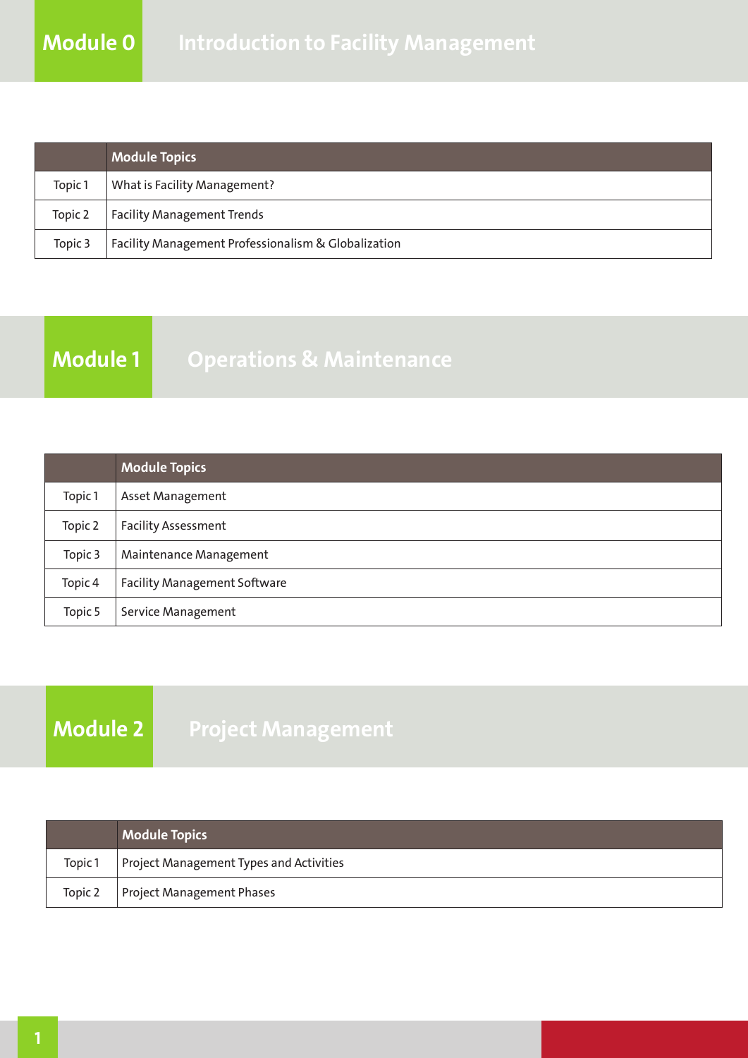## Module 0 Introduction to Facility Management

| | Module Topics |
|---|---|
| Topic 1 | What is Facility Management? |
| Topic 2 | Facility Management Trends |
| Topic 3 | Facility Management Professionalism & Globalization |

## Module 1 Operations & Maintenance

| | Module Topics |
|---|---|
| Topic 1 | Asset Management |
| Topic 2 | Facility Assessment |
| Topic 3 | Maintenance Management |
| Topic 4 | Facility Management Software |
| Topic 5 | Service Management |

## Module 2 Project Management

| | Module Topics |
|---|---|
| Topic 1 | Project Management Types and Activities |
| Topic 2 | Project Management Phases |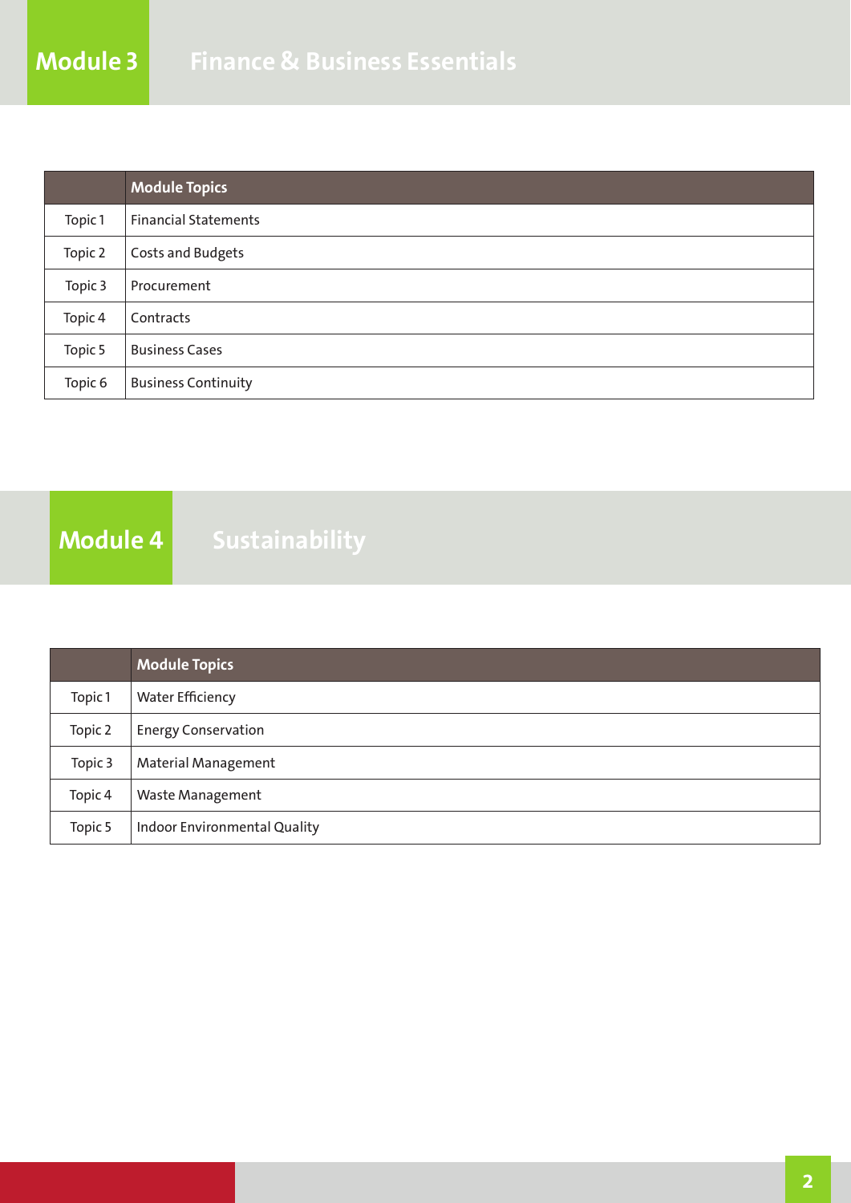# Module 3 Finance & Business Essentials

| | Module Topics |
|---|---|
| Topic 1 | Financial Statements |
| Topic 2 | Costs and Budgets |
| Topic 3 | Procurement |
| Topic 4 | Contracts |
| Topic 5 | Business Cases |
| Topic 6 | Business Continuity |

# Module 4 Sustainability

| | Module Topics |
|---|---|
| Topic 1 | Water Efficiency |
| Topic 2 | Energy Conservation |
| Topic 3 | Material Management |
| Topic 4 | Waste Management |
| Topic 5 | Indoor Environmental Quality |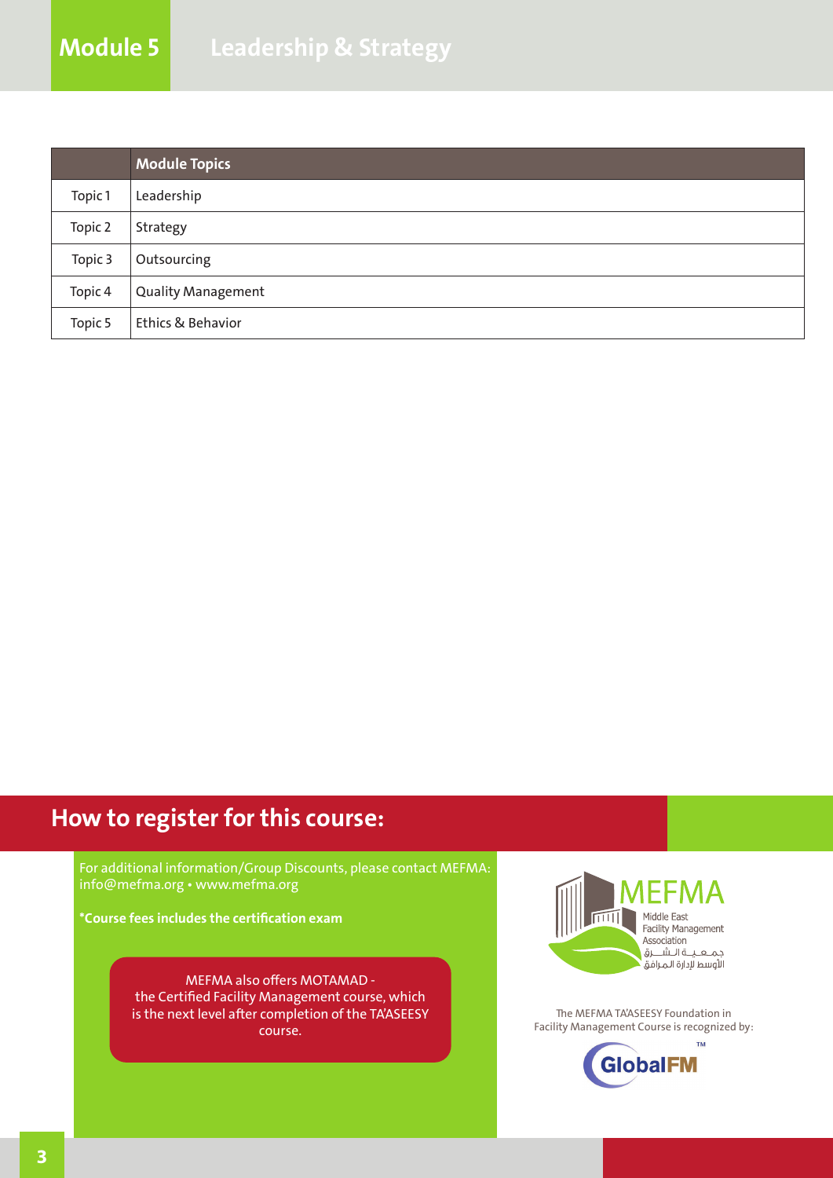# Module 5 Leadership & Strategy

| | Module Topics |
|---|---|
| Topic 1 | Leadership |
| Topic 2 | Strategy |
| Topic 3 | Outsourcing |
| Topic 4 | Quality Management |
| Topic 5 | Ethics & Behavior |

## How to register for this course:

For additional information/Group Discounts, please contact MEFMA:
info@mefma.org • www.mefma.org

**\*Course fees includes the certification exam**

MEFMA also offers MOTAMAD - the Certified Facility Management course, which is the next level after completion of the TA'ASEESY course.

MEFMA
Middle East Facility Management Association
جمعية الشرق الأوسط لإدارة المرافق

The MEFMA TA'ASEESY Foundation in Facility Management Course is recognized by:

GlobalFM™